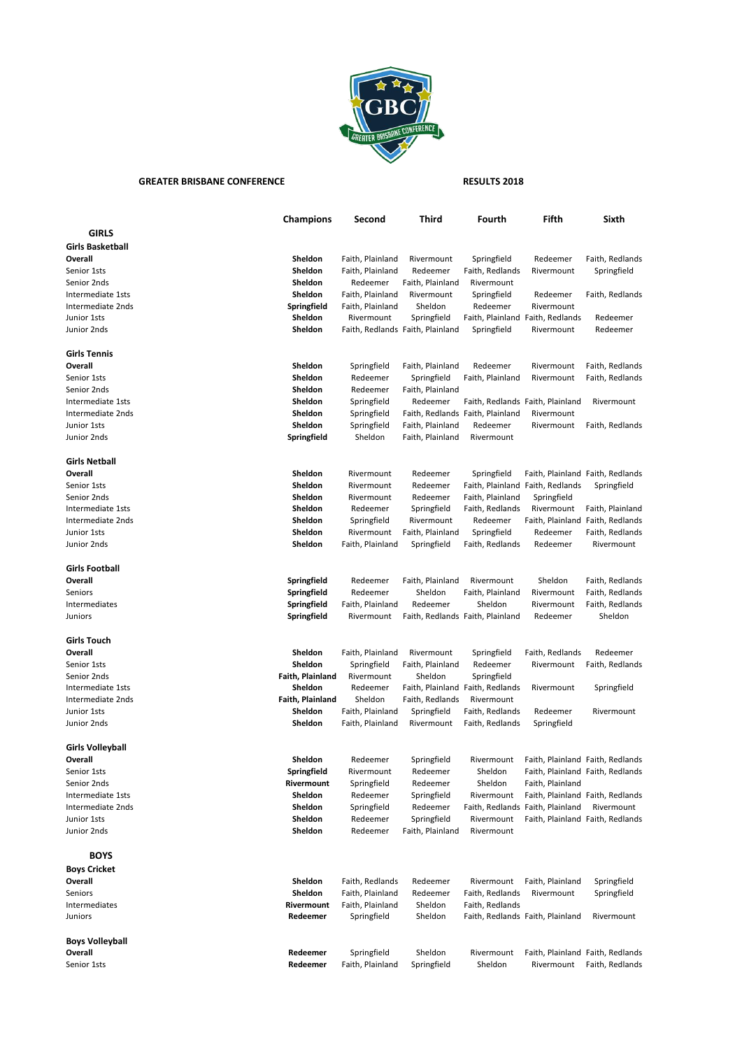**GREATER BRISBANE CONFERENCE** — **RESULTS 2018**

| | Champions | Second | Third | Fourth | Fifth | Sixth |
|---|---|---|---|---|---|---|
| **GIRLS** | | | | | | |
| **Girls Basketball** | | | | | | |
| **Overall** | **Sheldon** | Faith, Plainland | Rivermount | Springfield | Redeemer | Faith, Redlands |
| Senior 1sts | **Sheldon** | Faith, Plainland | Redeemer | Faith, Redlands | Rivermount | Springfield |
| Senior 2nds | **Sheldon** | Redeemer | Faith, Plainland | Rivermount | | |
| Intermediate 1sts | **Sheldon** | Faith, Plainland | Rivermount | Springfield | Redeemer | Faith, Redlands |
| Intermediate 2nds | **Springfield** | Faith, Plainland | Sheldon | Redeemer | Rivermount | |
| Junior 1sts | **Sheldon** | Rivermount | Springfield | Faith, Plainland | Faith, Redlands | Redeemer |
| Junior 2nds | **Sheldon** | Faith, Redlands | Faith, Plainland | Springfield | Rivermount | Redeemer |
| **Girls Tennis** | | | | | | |
| **Overall** | **Sheldon** | Springfield | Faith, Plainland | Redeemer | Rivermount | Faith, Redlands |
| Senior 1sts | **Sheldon** | Redeemer | Springfield | Faith, Plainland | Rivermount | Faith, Redlands |
| Senior 2nds | **Sheldon** | Redeemer | Faith, Plainland | | | |
| Intermediate 1sts | **Sheldon** | Springfield | Redeemer | Faith, Redlands | Faith, Plainland | Rivermount |
| Intermediate 2nds | **Sheldon** | Springfield | Faith, Redlands | Faith, Plainland | Rivermount | |
| Junior 1sts | **Sheldon** | Springfield | Faith, Plainland | Redeemer | Rivermount | Faith, Redlands |
| Junior 2nds | **Springfield** | Sheldon | Faith, Plainland | Rivermount | | |
| **Girls Netball** | | | | | | |
| **Overall** | **Sheldon** | Rivermount | Redeemer | Springfield | Faith, Plainland | Faith, Redlands |
| Senior 1sts | **Sheldon** | Rivermount | Redeemer | Faith, Plainland | Faith, Redlands | Springfield |
| Senior 2nds | **Sheldon** | Rivermount | Redeemer | Faith, Plainland | Springfield | |
| Intermediate 1sts | **Sheldon** | Redeemer | Springfield | Faith, Redlands | Rivermount | Faith, Plainland |
| Intermediate 2nds | **Sheldon** | Springfield | Rivermount | Redeemer | Faith, Plainland | Faith, Redlands |
| Junior 1sts | **Sheldon** | Rivermount | Faith, Plainland | Springfield | Redeemer | Faith, Redlands |
| Junior 2nds | **Sheldon** | Faith, Plainland | Springfield | Faith, Redlands | Redeemer | Rivermount |
| **Girls Football** | | | | | | |
| **Overall** | **Springfield** | Redeemer | Faith, Plainland | Rivermount | Sheldon | Faith, Redlands |
| Seniors | **Springfield** | Redeemer | Sheldon | Faith, Plainland | Rivermount | Faith, Redlands |
| Intermediates | **Springfield** | Faith, Plainland | Redeemer | Sheldon | Rivermount | Faith, Redlands |
| Juniors | **Springfield** | Rivermount | Faith, Redlands | Faith, Plainland | Redeemer | Sheldon |
| **Girls Touch** | | | | | | |
| **Overall** | **Sheldon** | Faith, Plainland | Rivermount | Springfield | Faith, Redlands | Redeemer |
| Senior 1sts | **Sheldon** | Springfield | Faith, Plainland | Redeemer | Rivermount | Faith, Redlands |
| Senior 2nds | **Faith, Plainland** | Rivermount | Sheldon | Springfield | | |
| Intermediate 1sts | **Sheldon** | Redeemer | Faith, Plainland | Faith, Redlands | Rivermount | Springfield |
| Intermediate 2nds | **Faith, Plainland** | Sheldon | Faith, Redlands | Rivermount | | |
| Junior 1sts | **Sheldon** | Faith, Plainland | Springfield | Faith, Redlands | Redeemer | Rivermount |
| Junior 2nds | **Sheldon** | Faith, Plainland | Rivermount | Faith, Redlands | Springfield | |
| **Girls Volleyball** | | | | | | |
| **Overall** | **Sheldon** | Redeemer | Springfield | Rivermount | Faith, Plainland | Faith, Redlands |
| Senior 1sts | **Springfield** | Rivermount | Redeemer | Sheldon | Faith, Plainland | Faith, Redlands |
| Senior 2nds | **Rivermount** | Springfield | Redeemer | Sheldon | Faith, Plainland | |
| Intermediate 1sts | **Sheldon** | Redeemer | Springfield | Rivermount | Faith, Plainland | Faith, Redlands |
| Intermediate 2nds | **Sheldon** | Springfield | Redeemer | Faith, Redlands | Faith, Plainland | Rivermount |
| Junior 1sts | **Sheldon** | Redeemer | Springfield | Rivermount | Faith, Plainland | Faith, Redlands |
| Junior 2nds | **Sheldon** | Redeemer | Faith, Plainland | Rivermount | | |
| **BOYS** | | | | | | |
| **Boys Cricket** | | | | | | |
| **Overall** | **Sheldon** | Faith, Redlands | Redeemer | Rivermount | Faith, Plainland | Springfield |
| Seniors | **Sheldon** | Faith, Plainland | Redeemer | Faith, Redlands | Rivermount | Springfield |
| Intermediates | **Rivermount** | Faith, Plainland | Sheldon | Faith, Redlands | | |
| Juniors | **Redeemer** | Springfield | Sheldon | Faith, Redlands | Faith, Plainland | Rivermount |
| **Boys Volleyball** | | | | | | |
| **Overall** | **Redeemer** | Springfield | Sheldon | Rivermount | Faith, Plainland | Faith, Redlands |
| Senior 1sts | **Redeemer** | Faith, Plainland | Springfield | Sheldon | Rivermount | Faith, Redlands |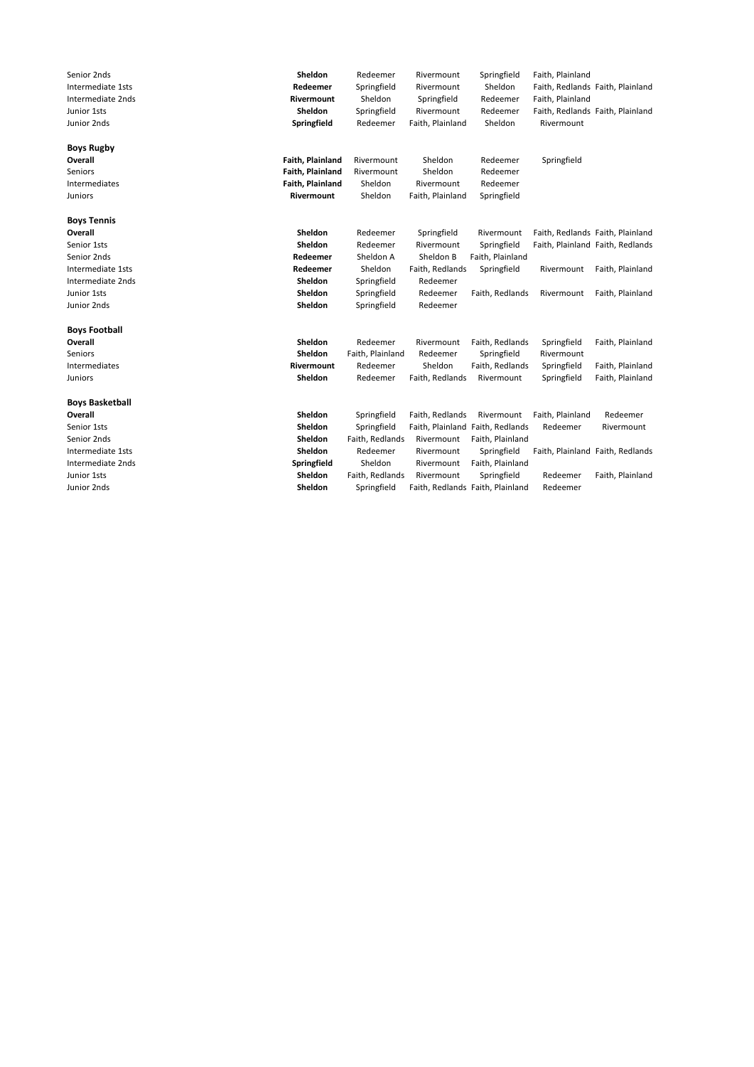| | | | | | | |
|---|---|---|---|---|---|---|
| Senior 2nds | **Sheldon** | Redeemer | Rivermount | Springfield | Faith, Plainland | |
| Intermediate 1sts | **Redeemer** | Springfield | Rivermount | Sheldon | Faith, Redlands | Faith, Plainland |
| Intermediate 2nds | **Rivermount** | Sheldon | Springfield | Redeemer | Faith, Plainland | |
| Junior 1sts | **Sheldon** | Springfield | Rivermount | Redeemer | Faith, Redlands | Faith, Plainland |
| Junior 2nds | **Springfield** | Redeemer | Faith, Plainland | Sheldon | Rivermount | |

**Boys Rugby**

| | | | | | |
|---|---|---|---|---|---|
| **Overall** | **Faith, Plainland** | Rivermount | Sheldon | Redeemer | Springfield |
| Seniors | **Faith, Plainland** | Rivermount | Sheldon | Redeemer | |
| Intermediates | **Faith, Plainland** | Sheldon | Rivermount | Redeemer | |
| Juniors | **Rivermount** | Sheldon | Faith, Plainland | Springfield | |

**Boys Tennis**

| | | | | | | |
|---|---|---|---|---|---|---|
| **Overall** | **Sheldon** | Redeemer | Springfield | Rivermount | Faith, Redlands | Faith, Plainland |
| Senior 1sts | **Sheldon** | Redeemer | Rivermount | Springfield | Faith, Plainland | Faith, Redlands |
| Senior 2nds | **Redeemer** | Sheldon A | Sheldon B | Faith, Plainland | | |
| Intermediate 1sts | **Redeemer** | Sheldon | Faith, Redlands | Springfield | Rivermount | Faith, Plainland |
| Intermediate 2nds | **Sheldon** | Springfield | Redeemer | | | |
| Junior 1sts | **Sheldon** | Springfield | Redeemer | Faith, Redlands | Rivermount | Faith, Plainland |
| Junior 2nds | **Sheldon** | Springfield | Redeemer | | | |

**Boys Football**

| | | | | | | |
|---|---|---|---|---|---|---|
| **Overall** | **Sheldon** | Redeemer | Rivermount | Faith, Redlands | Springfield | Faith, Plainland |
| Seniors | **Sheldon** | Faith, Plainland | Redeemer | Springfield | Rivermount | |
| Intermediates | **Rivermount** | Redeemer | Sheldon | Faith, Redlands | Springfield | Faith, Plainland |
| Juniors | **Sheldon** | Redeemer | Faith, Redlands | Rivermount | Springfield | Faith, Plainland |

**Boys Basketball**

| | | | | | | |
|---|---|---|---|---|---|---|
| **Overall** | **Sheldon** | Springfield | Faith, Redlands | Rivermount | Faith, Plainland | Redeemer |
| Senior 1sts | **Sheldon** | Springfield | Faith, Plainland | Faith, Redlands | Redeemer | Rivermount |
| Senior 2nds | **Sheldon** | Faith, Redlands | Rivermount | Faith, Plainland | | |
| Intermediate 1sts | **Sheldon** | Redeemer | Rivermount | Springfield | Faith, Plainland | Faith, Redlands |
| Intermediate 2nds | **Springfield** | Sheldon | Rivermount | Faith, Plainland | | |
| Junior 1sts | **Sheldon** | Faith, Redlands | Rivermount | Springfield | Redeemer | Faith, Plainland |
| Junior 2nds | **Sheldon** | Springfield | Faith, Redlands | Faith, Plainland | Redeemer | |